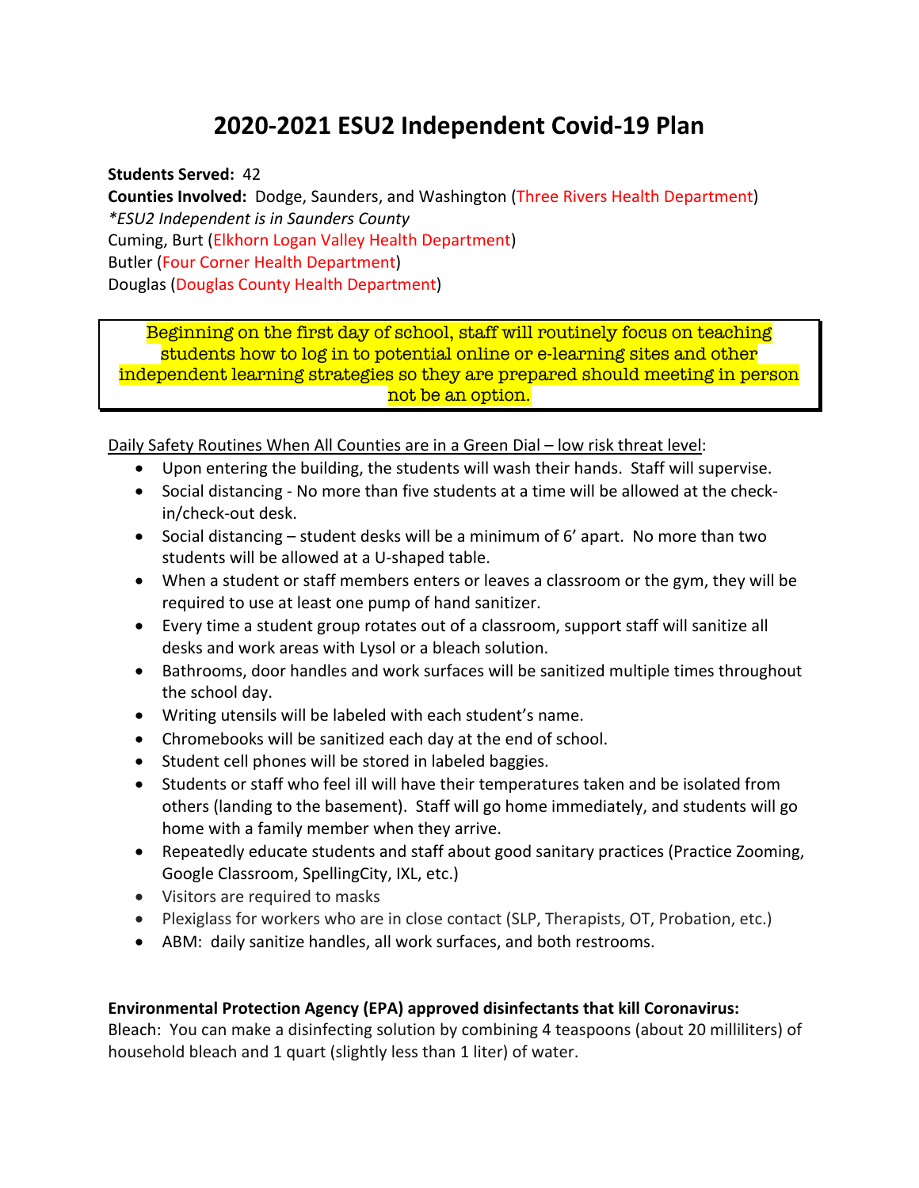# 2020-2021 ESU2 Independent Covid-19 Plan

**Students Served:** 42
**Counties Involved:** Dodge, Saunders, and Washington (Three Rivers Health Department)
*\*ESU2 Independent is in Saunders County*
Cuming, Burt (Elkhorn Logan Valley Health Department)
Butler (Four Corner Health Department)
Douglas (Douglas County Health Department)

> Beginning on the first day of school, staff will routinely focus on teaching students how to log in to potential online or e-learning sites and other independent learning strategies so they are prepared should meeting in person not be an option.

Daily Safety Routines When All Counties are in a Green Dial – low risk threat level:

- Upon entering the building, the students will wash their hands. Staff will supervise.
- Social distancing - No more than five students at a time will be allowed at the check-in/check-out desk.
- Social distancing – student desks will be a minimum of 6' apart. No more than two students will be allowed at a U-shaped table.
- When a student or staff members enters or leaves a classroom or the gym, they will be required to use at least one pump of hand sanitizer.
- Every time a student group rotates out of a classroom, support staff will sanitize all desks and work areas with Lysol or a bleach solution.
- Bathrooms, door handles and work surfaces will be sanitized multiple times throughout the school day.
- Writing utensils will be labeled with each student's name.
- Chromebooks will be sanitized each day at the end of school.
- Student cell phones will be stored in labeled baggies.
- Students or staff who feel ill will have their temperatures taken and be isolated from others (landing to the basement). Staff will go home immediately, and students will go home with a family member when they arrive.
- Repeatedly educate students and staff about good sanitary practices (Practice Zooming, Google Classroom, SpellingCity, IXL, etc.)
- Visitors are required to masks
- Plexiglass for workers who are in close contact (SLP, Therapists, OT, Probation, etc.)
- ABM: daily sanitize handles, all work surfaces, and both restrooms.

**Environmental Protection Agency (EPA) approved disinfectants that kill Coronavirus:**
Bleach: You can make a disinfecting solution by combining 4 teaspoons (about 20 milliliters) of household bleach and 1 quart (slightly less than 1 liter) of water.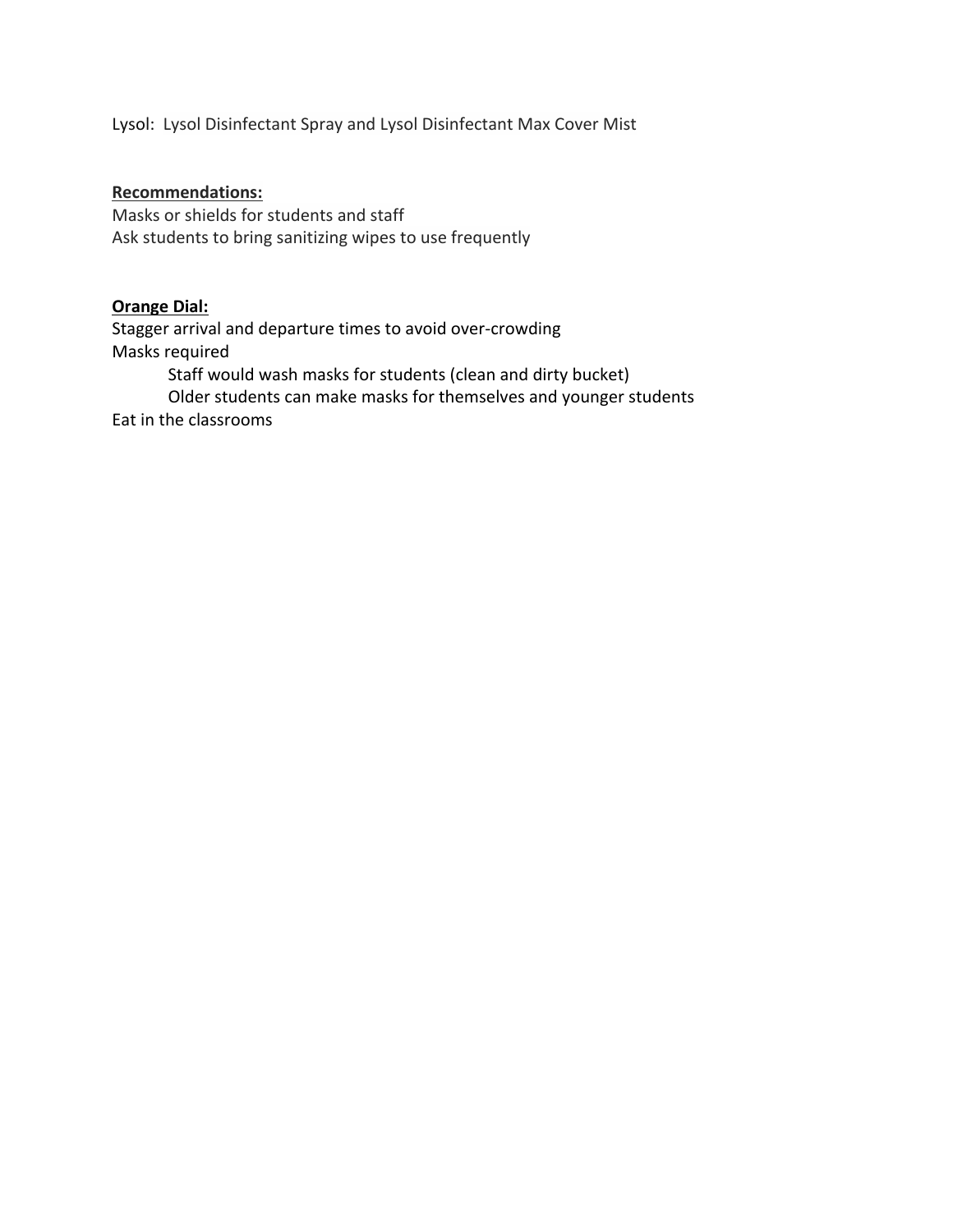Lysol: Lysol Disinfectant Spray and Lysol Disinfectant Max Cover Mist

**Recommendations:**

Masks or shields for students and staff
Ask students to bring sanitizing wipes to use frequently

**Orange Dial:**

Stagger arrival and departure times to avoid over-crowding
Masks required

- Staff would wash masks for students (clean and dirty bucket)
- Older students can make masks for themselves and younger students

Eat in the classrooms